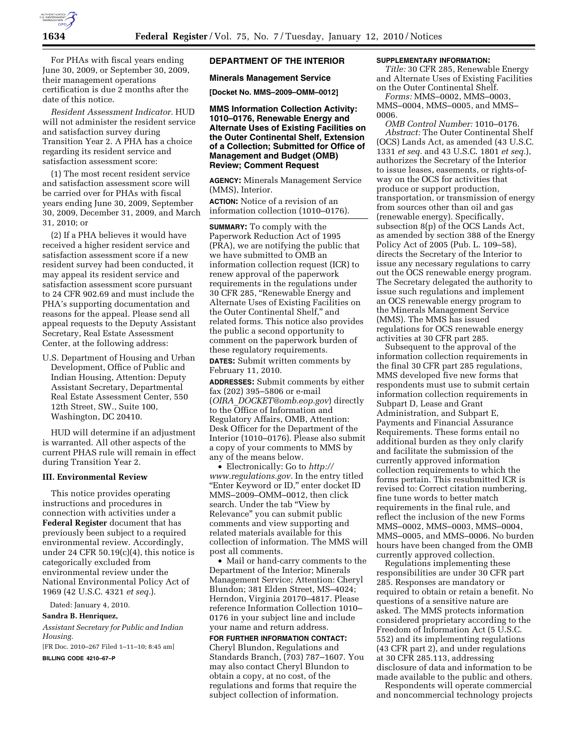For PHAs with fiscal years ending June 30, 2009, or September 30, 2009, their management operations certification is due 2 months after the date of this notice.

*Resident Assessment Indicator.* HUD will not administer the resident service and satisfaction survey during Transition Year 2. A PHA has a choice regarding its resident service and satisfaction assessment score:

(1) The most recent resident service and satisfaction assessment score will be carried over for PHAs with fiscal years ending June 30, 2009, September 30, 2009, December 31, 2009, and March 31, 2010; or

(2) If a PHA believes it would have received a higher resident service and satisfaction assessment score if a new resident survey had been conducted, it may appeal its resident service and satisfaction assessment score pursuant to 24 CFR 902.69 and must include the PHA's supporting documentation and reasons for the appeal. Please send all appeal requests to the Deputy Assistant Secretary, Real Estate Assessment Center, at the following address:

U.S. Department of Housing and Urban Development, Office of Public and Indian Housing, Attention: Deputy Assistant Secretary, Departmental Real Estate Assessment Center, 550 12th Street, SW., Suite 100, Washington, DC 20410.

HUD will determine if an adjustment is warranted. All other aspects of the current PHAS rule will remain in effect during Transition Year 2.

### III. Environmental Review

This notice provides operating instructions and procedures in connection with activities under a **Federal Register** document that has previously been subject to a required environmental review. Accordingly, under 24 CFR 50.19(c)(4), this notice is categorically excluded from environmental review under the National Environmental Policy Act of 1969 (42 U.S.C. 4321 *et seq.*).

Dated: January 4, 2010.

**Sandra B. Henriquez,**

*Assistant Secretary for Public and Indian Housing.*

[FR Doc. 2010–267 Filed 1–11–10; 8:45 am]

**BILLING CODE 4210–67–P**

## DEPARTMENT OF THE INTERIOR

### Minerals Management Service

**[Docket No. MMS–2009–OMM–0012]**

### MMS Information Collection Activity: 1010–0176, Renewable Energy and Alternate Uses of Existing Facilities on the Outer Continental Shelf, Extension of a Collection; Submitted for Office of Management and Budget (OMB) Review; Comment Request

**AGENCY:** Minerals Management Service (MMS), Interior.

**ACTION:** Notice of a revision of an information collection (1010–0176).

**SUMMARY:** To comply with the Paperwork Reduction Act of 1995 (PRA), we are notifying the public that we have submitted to OMB an information collection request (ICR) to renew approval of the paperwork requirements in the regulations under 30 CFR 285, "Renewable Energy and Alternate Uses of Existing Facilities on the Outer Continental Shelf," and related forms. This notice also provides the public a second opportunity to comment on the paperwork burden of these regulatory requirements.

**DATES:** Submit written comments by February 11, 2010.

**ADDRESSES:** Submit comments by either fax (202) 395–5806 or e-mail (*OIRA_DOCKET@omb.eop.gov*) directly to the Office of Information and Regulatory Affairs, OMB, Attention: Desk Officer for the Department of the Interior (1010–0176). Please also submit a copy of your comments to MMS by any of the means below.

- Electronically: Go to *http://www.regulations.gov.* In the entry titled "Enter Keyword or ID," enter docket ID MMS–2009–OMM–0012, then click search. Under the tab "View by Relevance" you can submit public comments and view supporting and related materials available for this collection of information. The MMS will post all comments.
- Mail or hand-carry comments to the Department of the Interior; Minerals Management Service; Attention: Cheryl Blundon; 381 Elden Street, MS–4024; Herndon, Virginia 20170–4817. Please reference Information Collection 1010–0176 in your subject line and include your name and return address.

**FOR FURTHER INFORMATION CONTACT:** Cheryl Blundon, Regulations and Standards Branch, (703) 787–1607. You may also contact Cheryl Blundon to obtain a copy, at no cost, of the regulations and forms that require the subject collection of information.

**SUPPLEMENTARY INFORMATION:**

*Title:* 30 CFR 285, Renewable Energy and Alternate Uses of Existing Facilities on the Outer Continental Shelf.

*Forms:* MMS–0002, MMS–0003, MMS–0004, MMS–0005, and MMS–0006.

*OMB Control Number:* 1010–0176.

*Abstract:* The Outer Continental Shelf (OCS) Lands Act, as amended (43 U.S.C. 1331 *et seq.* and 43 U.S.C. 1801 *et seq.*), authorizes the Secretary of the Interior to issue leases, easements, or rights-of-way on the OCS for activities that produce or support production, transportation, or transmission of energy from sources other than oil and gas (renewable energy). Specifically, subsection 8(p) of the OCS Lands Act, as amended by section 388 of the Energy Policy Act of 2005 (Pub. L. 109–58), directs the Secretary of the Interior to issue any necessary regulations to carry out the OCS renewable energy program. The Secretary delegated the authority to issue such regulations and implement an OCS renewable energy program to the Minerals Management Service (MMS). The MMS has issued regulations for OCS renewable energy activities at 30 CFR part 285.

Subsequent to the approval of the information collection requirements in the final 30 CFR part 285 regulations, MMS developed five new forms that respondents must use to submit certain information collection requirements in Subpart D, Lease and Grant Administration, and Subpart E, Payments and Financial Assurance Requirements. These forms entail no additional burden as they only clarify and facilitate the submission of the currently approved information collection requirements to which the forms pertain. This resubmitted ICR is revised to: Correct citation numbering, fine tune words to better match requirements in the final rule, and reflect the inclusion of the new Forms MMS–0002, MMS–0003, MMS–0004, MMS–0005, and MMS–0006. No burden hours have been changed from the OMB currently approved collection.

Regulations implementing these responsibilities are under 30 CFR part 285. Responses are mandatory or required to obtain or retain a benefit. No questions of a sensitive nature are asked. The MMS protects information considered proprietary according to the Freedom of Information Act (5 U.S.C. 552) and its implementing regulations (43 CFR part 2), and under regulations at 30 CFR 285.113, addressing disclosure of data and information to be made available to the public and others.

Respondents will operate commercial and noncommercial technology projects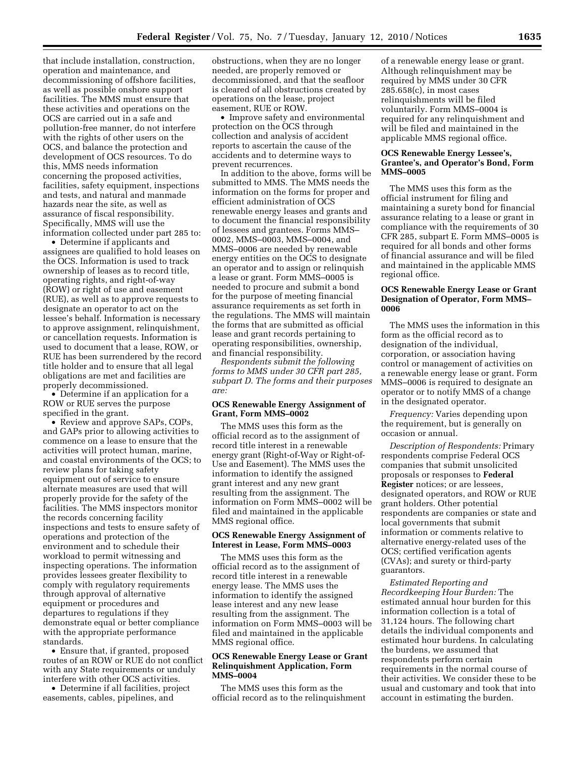that include installation, construction, operation and maintenance, and decommissioning of offshore facilities, as well as possible onshore support facilities. The MMS must ensure that these activities and operations on the OCS are carried out in a safe and pollution-free manner, do not interfere with the rights of other users on the OCS, and balance the protection and development of OCS resources. To do this, MMS needs information concerning the proposed activities, facilities, safety equipment, inspections and tests, and natural and manmade hazards near the site, as well as assurance of fiscal responsibility. Specifically, MMS will use the information collected under part 285 to:

- Determine if applicants and assignees are qualified to hold leases on the OCS. Information is used to track ownership of leases as to record title, operating rights, and right-of-way (ROW) or right of use and easement (RUE), as well as to approve requests to designate an operator to act on the lessee's behalf. Information is necessary to approve assignment, relinquishment, or cancellation requests. Information is used to document that a lease, ROW, or RUE has been surrendered by the record title holder and to ensure that all legal obligations are met and facilities are properly decommissioned.
- Determine if an application for a ROW or RUE serves the purpose specified in the grant.
- Review and approve SAPs, COPs, and GAPs prior to allowing activities to commence on a lease to ensure that the activities will protect human, marine, and coastal environments of the OCS; to review plans for taking safety equipment out of service to ensure alternate measures are used that will properly provide for the safety of the facilities. The MMS inspectors monitor the records concerning facility inspections and tests to ensure safety of operations and protection of the environment and to schedule their workload to permit witnessing and inspecting operations. The information provides lessees greater flexibility to comply with regulatory requirements through approval of alternative equipment or procedures and departures to regulations if they demonstrate equal or better compliance with the appropriate performance standards.
- Ensure that, if granted, proposed routes of an ROW or RUE do not conflict with any State requirements or unduly interfere with other OCS activities.
- Determine if all facilities, project easements, cables, pipelines, and obstructions, when they are no longer needed, are properly removed or decommissioned, and that the seafloor is cleared of all obstructions created by operations on the lease, project easement, RUE or ROW.
- Improve safety and environmental protection on the OCS through collection and analysis of accident reports to ascertain the cause of the accidents and to determine ways to prevent recurrences.

In addition to the above, forms will be submitted to MMS. The MMS needs the information on the forms for proper and efficient administration of OCS renewable energy leases and grants and to document the financial responsibility of lessees and grantees. Forms MMS–0002, MMS–0003, MMS–0004, and MMS–0006 are needed by renewable energy entities on the OCS to designate an operator and to assign or relinquish a lease or grant. Form MMS–0005 is needed to procure and submit a bond for the purpose of meeting financial assurance requirements as set forth in the regulations. The MMS will maintain the forms that are submitted as official lease and grant records pertaining to operating responsibilities, ownership, and financial responsibility.

*Respondents submit the following forms to MMS under 30 CFR part 285, subpart D. The forms and their purposes are:*

**OCS Renewable Energy Assignment of Grant, Form MMS–0002**

The MMS uses this form as the official record as to the assignment of record title interest in a renewable energy grant (Right-of-Way or Right-of-Use and Easement). The MMS uses the information to identify the assigned grant interest and any new grant resulting from the assignment. The information on Form MMS–0002 will be filed and maintained in the applicable MMS regional office.

**OCS Renewable Energy Assignment of Interest in Lease, Form MMS–0003**

The MMS uses this form as the official record as to the assignment of record title interest in a renewable energy lease. The MMS uses the information to identify the assigned lease interest and any new lease resulting from the assignment. The information on Form MMS–0003 will be filed and maintained in the applicable MMS regional office.

**OCS Renewable Energy Lease or Grant Relinquishment Application, Form MMS–0004**

The MMS uses this form as the official record as to the relinquishment of a renewable energy lease or grant. Although relinquishment may be required by MMS under 30 CFR 285.658(c), in most cases relinquishments will be filed voluntarily. Form MMS–0004 is required for any relinquishment and will be filed and maintained in the applicable MMS regional office.

**OCS Renewable Energy Lessee's, Grantee's, and Operator's Bond, Form MMS–0005**

The MMS uses this form as the official instrument for filing and maintaining a surety bond for financial assurance relating to a lease or grant in compliance with the requirements of 30 CFR 285, subpart E. Form MMS–0005 is required for all bonds and other forms of financial assurance and will be filed and maintained in the applicable MMS regional office.

**OCS Renewable Energy Lease or Grant Designation of Operator, Form MMS–0006**

The MMS uses the information in this form as the official record as to designation of the individual, corporation, or association having control or management of activities on a renewable energy lease or grant. Form MMS–0006 is required to designate an operator or to notify MMS of a change in the designated operator.

*Frequency:* Varies depending upon the requirement, but is generally on occasion or annual.

*Description of Respondents:* Primary respondents comprise Federal OCS companies that submit unsolicited proposals or responses to **Federal Register** notices; or are lessees, designated operators, and ROW or RUE grant holders. Other potential respondents are companies or state and local governments that submit information or comments relative to alternative energy-related uses of the OCS; certified verification agents (CVAs); and surety or third-party guarantors.

*Estimated Reporting and Recordkeeping Hour Burden:* The estimated annual hour burden for this information collection is a total of 31,124 hours. The following chart details the individual components and estimated hour burdens. In calculating the burdens, we assumed that respondents perform certain requirements in the normal course of their activities. We consider these to be usual and customary and took that into account in estimating the burden.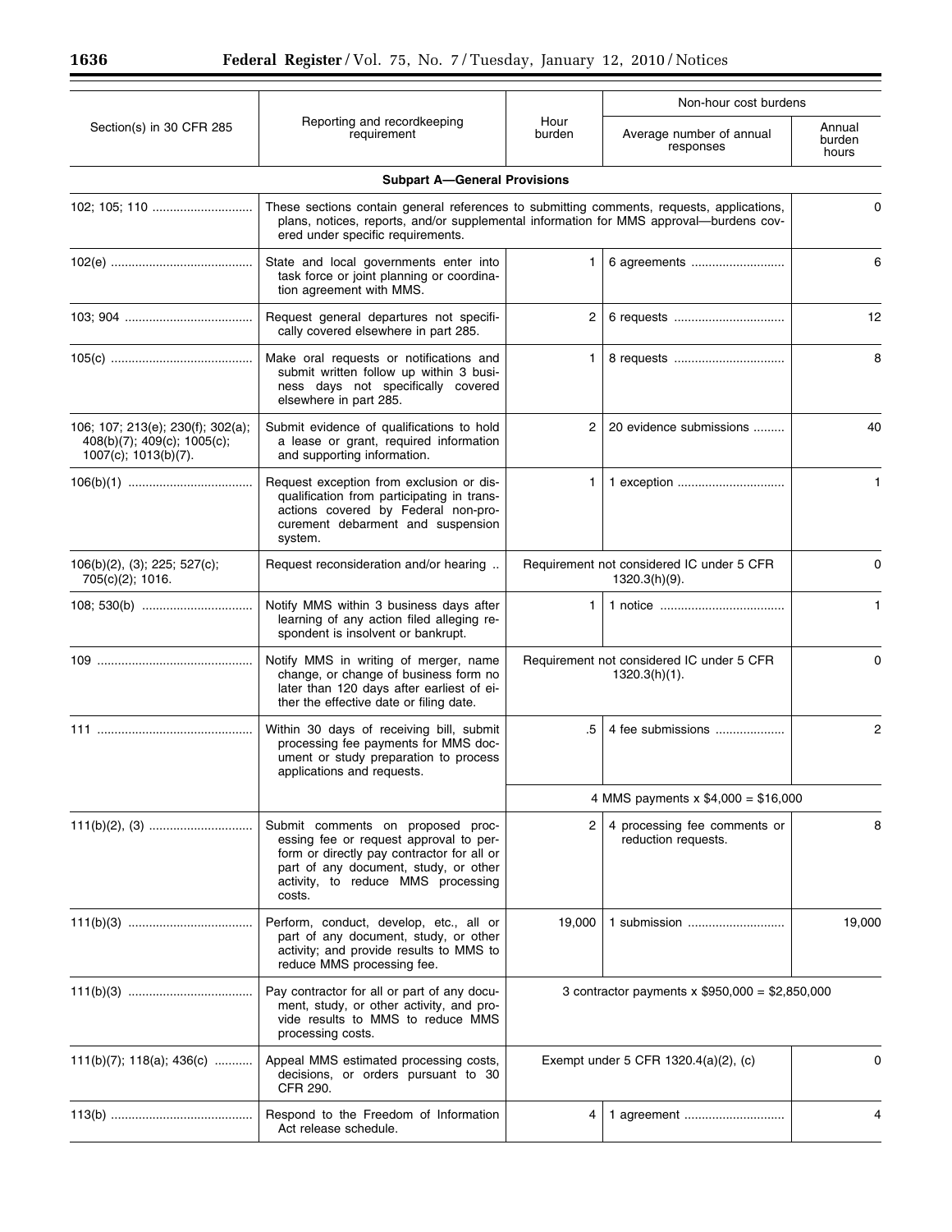| Section(s) in 30 CFR 285 | Reporting and recordkeeping requirement | Hour burden | Non-hour cost burdens | |
|---|---|---|---|---|
| | | | Average number of annual responses | Annual burden hours |
| **Subpart A—General Provisions** | | | | |
| 102; 105; 110 | These sections contain general references to submitting comments, requests, applications, plans, notices, reports, and/or supplemental information for MMS approval—burdens covered under specific requirements. | | | 0 |
| 102(e) | State and local governments enter into task force or joint planning or coordination agreement with MMS. | 1 | 6 agreements | 6 |
| 103; 904 | Request general departures not specifically covered elsewhere in part 285. | 2 | 6 requests | 12 |
| 105(c) | Make oral requests or notifications and submit written follow up within 3 business days not specifically covered elsewhere in part 285. | 1 | 8 requests | 8 |
| 106; 107; 213(e); 230(f); 302(a); 408(b)(7); 409(c); 1005(c); 1007(c); 1013(b)(7). | Submit evidence of qualifications to hold a lease or grant, required information and supporting information. | 2 | 20 evidence submissions | 40 |
| 106(b)(1) | Request exception from exclusion or disqualification from participating in transactions covered by Federal non-procurement debarment and suspension system. | 1 | 1 exception | 1 |
| 106(b)(2), (3); 225; 527(c); 705(c)(2); 1016. | Request reconsideration and/or hearing | Requirement not considered IC under 5 CFR 1320.3(h)(9). | | 0 |
| 108; 530(b) | Notify MMS within 3 business days after learning of any action filed alleging respondent is insolvent or bankrupt. | 1 | 1 notice | 1 |
| 109 | Notify MMS in writing of merger, name change, or change of business form no later than 120 days after earliest of either the effective date or filing date. | Requirement not considered IC under 5 CFR 1320.3(h)(1). | | 0 |
| 111 | Within 30 days of receiving bill, submit processing fee payments for MMS document or study preparation to process applications and requests. | .5 | 4 fee submissions | 2 |
| | | 4 MMS payments x $4,000 = $16,000 | | |
| 111(b)(2), (3) | Submit comments on proposed processing fee or request approval to perform or directly pay contractor for all or part of any document, study, or other activity, to reduce MMS processing costs. | 2 | 4 processing fee comments or reduction requests. | 8 |
| 111(b)(3) | Perform, conduct, develop, etc., all or part of any document, study, or other activity; and provide results to MMS to reduce MMS processing fee. | 19,000 | 1 submission | 19,000 |
| 111(b)(3) | Pay contractor for all or part of any document, study, or other activity, and provide results to MMS to reduce MMS processing costs. | 3 contractor payments x $950,000 = $2,850,000 | | |
| 111(b)(7); 118(a); 436(c) | Appeal MMS estimated processing costs, decisions, or orders pursuant to 30 CFR 290. | Exempt under 5 CFR 1320.4(a)(2), (c) | | 0 |
| 113(b) | Respond to the Freedom of Information Act release schedule. | 4 | 1 agreement | 4 |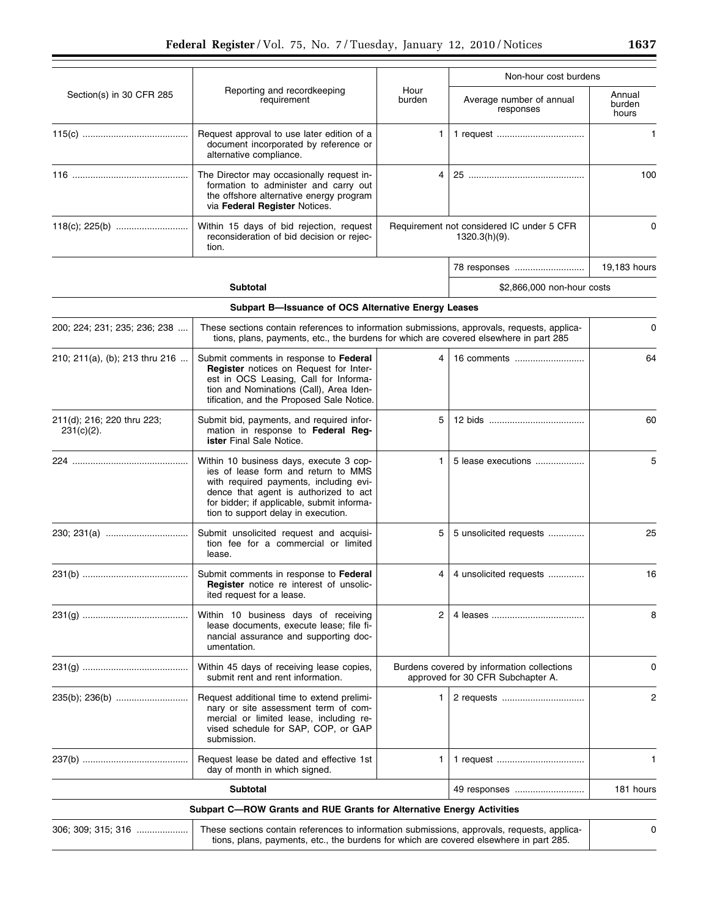| Section(s) in 30 CFR 285 | Reporting and recordkeeping requirement | Hour burden | Non-hour cost burdens | |
|---|---|---|---|---|
| | | | Average number of annual responses | Annual burden hours |
| 115(c) | Request approval to use later edition of a document incorporated by reference or alternative compliance. | 1 | 1 request | 1 |
| 116 | The Director may occasionally request information to administer and carry out the offshore alternative energy program via **Federal Register** Notices. | 4 | 25 | 100 |
| 118(c); 225(b) | Within 15 days of bid rejection, request reconsideration of bid decision or rejection. | Requirement not considered IC under 5 CFR 1320.3(h)(9). | | 0 |
| | | | 78 responses | 19,183 hours |
| **Subtotal** | | | $2,866,000 non-hour costs | |
| **Subpart B—Issuance of OCS Alternative Energy Leases** | | | | |
| 200; 224; 231; 235; 236; 238 | These sections contain references to information submissions, approvals, requests, applications, plans, payments, etc., the burdens for which are covered elsewhere in part 285 | | | 0 |
| 210; 211(a), (b); 213 thru 216 | Submit comments in response to **Federal Register** notices on Request for Interest in OCS Leasing, Call for Information and Nominations (Call), Area Identification, and the Proposed Sale Notice. | 4 | 16 comments | 64 |
| 211(d); 216; 220 thru 223; 231(c)(2). | Submit bid, payments, and required information in response to **Federal Register** Final Sale Notice. | 5 | 12 bids | 60 |
| 224 | Within 10 business days, execute 3 copies of lease form and return to MMS with required payments, including evidence that agent is authorized to act for bidder; if applicable, submit information to support delay in execution. | 1 | 5 lease executions | 5 |
| 230; 231(a) | Submit unsolicited request and acquisition fee for a commercial or limited lease. | 5 | 5 unsolicited requests | 25 |
| 231(b) | Submit comments in response to **Federal Register** notice re interest of unsolicited request for a lease. | 4 | 4 unsolicited requests | 16 |
| 231(g) | Within 10 business days of receiving lease documents, execute lease; file financial assurance and supporting documentation. | 2 | 4 leases | 8 |
| 231(g) | Within 45 days of receiving lease copies, submit rent and rent information. | Burdens covered by information collections approved for 30 CFR Subchapter A. | | 0 |
| 235(b); 236(b) | Request additional time to extend preliminary or site assessment term of commercial or limited lease, including revised schedule for SAP, COP, or GAP submission. | 1 | 2 requests | 2 |
| 237(b) | Request lease be dated and effective 1st day of month in which signed. | 1 | 1 request | 1 |
| **Subtotal** | | | 49 responses | 181 hours |
| **Subpart C—ROW Grants and RUE Grants for Alternative Energy Activities** | | | | |
| 306; 309; 315; 316 | These sections contain references to information submissions, approvals, requests, applications, plans, payments, etc., the burdens for which are covered elsewhere in part 285. | | | 0 |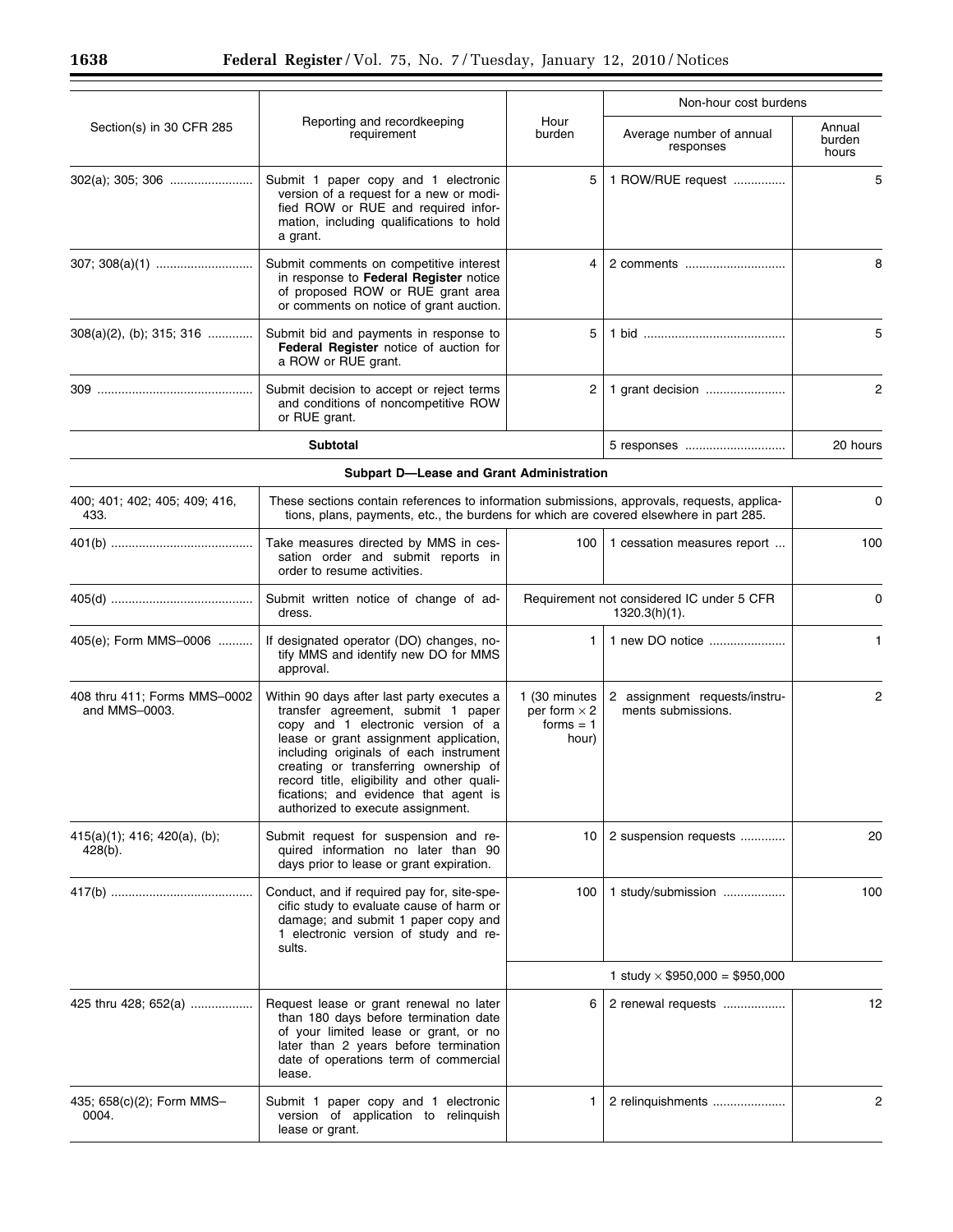| Section(s) in 30 CFR 285 | Reporting and recordkeeping requirement | Hour burden | Non-hour cost burdens | |
|---|---|---|---|---|
| | | | Average number of annual responses | Annual burden hours |
| 302(a); 305; 306 | Submit 1 paper copy and 1 electronic version of a request for a new or modified ROW or RUE and required information, including qualifications to hold a grant. | 5 | 1 ROW/RUE request | 5 |
| 307; 308(a)(1) | Submit comments on competitive interest in response to **Federal Register** notice of proposed ROW or RUE grant area or comments on notice of grant auction. | 4 | 2 comments | 8 |
| 308(a)(2), (b); 315; 316 | Submit bid and payments in response to **Federal Register** notice of auction for a ROW or RUE grant. | 5 | 1 bid | 5 |
| 309 | Submit decision to accept or reject terms and conditions of noncompetitive ROW or RUE grant. | 2 | 1 grant decision | 2 |
| **Subtotal** | | | 5 responses | 20 hours |
| | **Subpart D—Lease and Grant Administration** | | | |
| 400; 401; 402; 405; 409; 416, 433. | These sections contain references to information submissions, approvals, requests, applications, plans, payments, etc., the burdens for which are covered elsewhere in part 285. | | | 0 |
| 401(b) | Take measures directed by MMS in cessation order and submit reports in order to resume activities. | 100 | 1 cessation measures report | 100 |
| 405(d) | Submit written notice of change of address. | Requirement not considered IC under 5 CFR 1320.3(h)(1). | | 0 |
| 405(e); Form MMS–0006 | If designated operator (DO) changes, notify MMS and identify new DO for MMS approval. | 1 | 1 new DO notice | 1 |
| 408 thru 411; Forms MMS–0002 and MMS–0003. | Within 90 days after last party executes a transfer agreement, submit 1 paper copy and 1 electronic version of a lease or grant assignment application, including originals of each instrument creating or transferring ownership of record title, eligibility and other qualifications; and evidence that agent is authorized to execute assignment. | 1 (30 minutes per form × 2 forms = 1 hour) | 2 assignment requests/instruments submissions. | 2 |
| 415(a)(1); 416; 420(a), (b); 428(b). | Submit request for suspension and required information no later than 90 days prior to lease or grant expiration. | 10 | 2 suspension requests | 20 |
| 417(b) | Conduct, and if required pay for, site-specific study to evaluate cause of harm or damage; and submit 1 paper copy and 1 electronic version of study and results. | 100 | 1 study/submission | 100 |
| | | 1 study × $950,000 = $950,000 | | |
| 425 thru 428; 652(a) | Request lease or grant renewal no later than 180 days before termination date of your limited lease or grant, or no later than 2 years before termination date of operations term of commercial lease. | 6 | 2 renewal requests | 12 |
| 435; 658(c)(2); Form MMS–0004. | Submit 1 paper copy and 1 electronic version of application to relinquish lease or grant. | 1 | 2 relinquishments | 2 |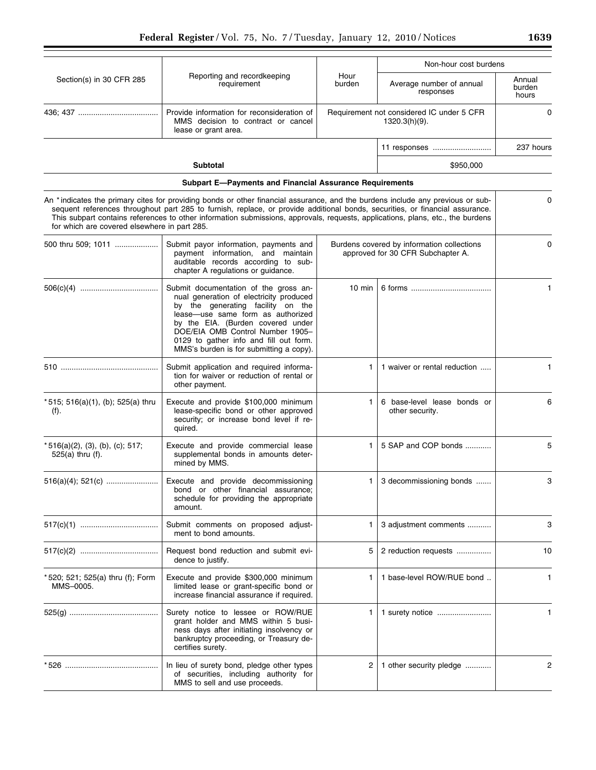| Section(s) in 30 CFR 285 | Reporting and recordkeeping requirement | Hour burden | Non-hour cost burdens | |
|---|---|---|---|---|
| | | | Average number of annual responses | Annual burden hours |
| 436; 437 | Provide information for reconsideration of MMS decision to contract or cancel lease or grant area. | Requirement not considered IC under 5 CFR 1320.3(h)(9). | | 0 |
| | | | 11 responses | 237 hours |
| Subtotal | | | $950,000 | |
| **Subpart E—Payments and Financial Assurance Requirements** | | | | |
| An * indicates the primary cites for providing bonds or other financial assurance, and the burdens include any previous or subsequent references throughout part 285 to furnish, replace, or provide additional bonds, securities, or financial assurance. This subpart contains references to other information submissions, approvals, requests, applications, plans, etc., the burdens for which are covered elsewhere in part 285. | | | | 0 |
| 500 thru 509; 1011 | Submit payor information, payments and payment information, and maintain auditable records according to subchapter A regulations or guidance. | Burdens covered by information collections approved for 30 CFR Subchapter A. | | 0 |
| 506(c)(4) | Submit documentation of the gross annual generation of electricity produced by the generating facility on the lease—use same form as authorized by the EIA. (Burden covered under DOE/EIA OMB Control Number 1905–0129 to gather info and fill out form. MMS's burden is for submitting a copy). | 10 min | 6 forms | 1 |
| 510 | Submit application and required information for waiver or reduction of rental or other payment. | 1 | 1 waiver or rental reduction | 1 |
| *515; 516(a)(1), (b); 525(a) thru (f). | Execute and provide $100,000 minimum lease-specific bond or other approved security; or increase bond level if required. | 1 | 6 base-level lease bonds or other security. | 6 |
| *516(a)(2), (3), (b), (c); 517; 525(a) thru (f). | Execute and provide commercial lease supplemental bonds in amounts determined by MMS. | 1 | 5 SAP and COP bonds | 5 |
| 516(a)(4); 521(c) | Execute and provide decommissioning bond or other financial assurance; schedule for providing the appropriate amount. | 1 | 3 decommissioning bonds | 3 |
| 517(c)(1) | Submit comments on proposed adjustment to bond amounts. | 1 | 3 adjustment comments | 3 |
| 517(c)(2) | Request bond reduction and submit evidence to justify. | 5 | 2 reduction requests | 10 |
| *520; 521; 525(a) thru (f); Form MMS–0005. | Execute and provide $300,000 minimum limited lease or grant-specific bond or increase financial assurance if required. | 1 | 1 base-level ROW/RUE bond | 1 |
| 525(g) | Surety notice to lessee or ROW/RUE grant holder and MMS within 5 business days after initiating insolvency or bankruptcy proceeding, or Treasury decertifies surety. | 1 | 1 surety notice | 1 |
| *526 | In lieu of surety bond, pledge other types of securities, including authority for MMS to sell and use proceeds. | 2 | 1 other security pledge | 2 |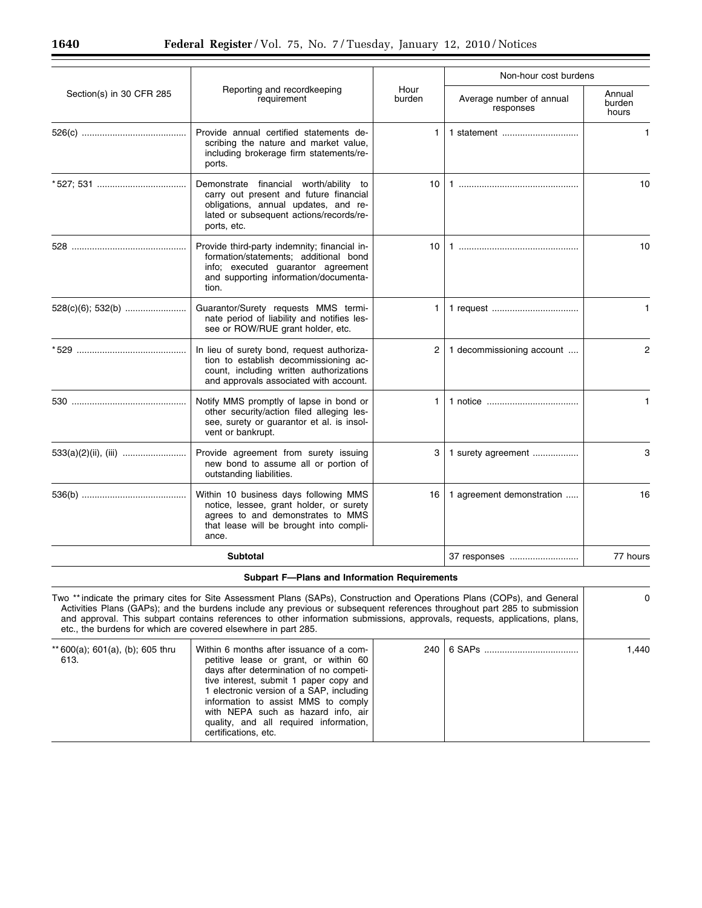| Section(s) in 30 CFR 285 | Reporting and recordkeeping requirement | Hour burden | Non-hour cost burdens | |
|---|---|---|---|---|
| | | | Average number of annual responses | Annual burden hours |
| 526(c) | Provide annual certified statements describing the nature and market value, including brokerage firm statements/reports. | 1 | 1 statement | 1 |
| *527; 531 | Demonstrate financial worth/ability to carry out present and future financial obligations, annual updates, and related or subsequent actions/records/reports, etc. | 10 | 1 | 10 |
| 528 | Provide third-party indemnity; financial information/statements; additional bond info; executed guarantor agreement and supporting information/documentation. | 10 | 1 | 10 |
| 528(c)(6); 532(b) | Guarantor/Surety requests MMS terminate period of liability and notifies lessee or ROW/RUE grant holder, etc. | 1 | 1 request | 1 |
| *529 | In lieu of surety bond, request authorization to establish decommissioning account, including written authorizations and approvals associated with account. | 2 | 1 decommissioning account | 2 |
| 530 | Notify MMS promptly of lapse in bond or other security/action filed alleging lessee, surety or guarantor et al. is insolvent or bankrupt. | 1 | 1 notice | 1 |
| 533(a)(2)(ii), (iii) | Provide agreement from surety issuing new bond to assume all or portion of outstanding liabilities. | 3 | 1 surety agreement | 3 |
| 536(b) | Within 10 business days following MMS notice, lessee, grant holder, or surety agrees to and demonstrates to MMS that lease will be brought into compliance. | 16 | 1 agreement demonstration | 16 |
| **Subtotal** | | | 37 responses | 77 hours |
| **Subpart F—Plans and Information Requirements** | | | | |
| Two ** indicate the primary cites for Site Assessment Plans (SAPs), Construction and Operations Plans (COPs), and General Activities Plans (GAPs); and the burdens include any previous or subsequent references throughout part 285 to submission and approval. This subpart contains references to other information submissions, approvals, requests, applications, plans, etc., the burdens for which are covered elsewhere in part 285. | | | | 0 |
| **600(a); 601(a), (b); 605 thru 613. | Within 6 months after issuance of a competitive lease or grant, or within 60 days after determination of no competitive interest, submit 1 paper copy and 1 electronic version of a SAP, including information to assist MMS to comply with NEPA such as hazard info, air quality, and all required information, certifications, etc. | 240 | 6 SAPs | 1,440 |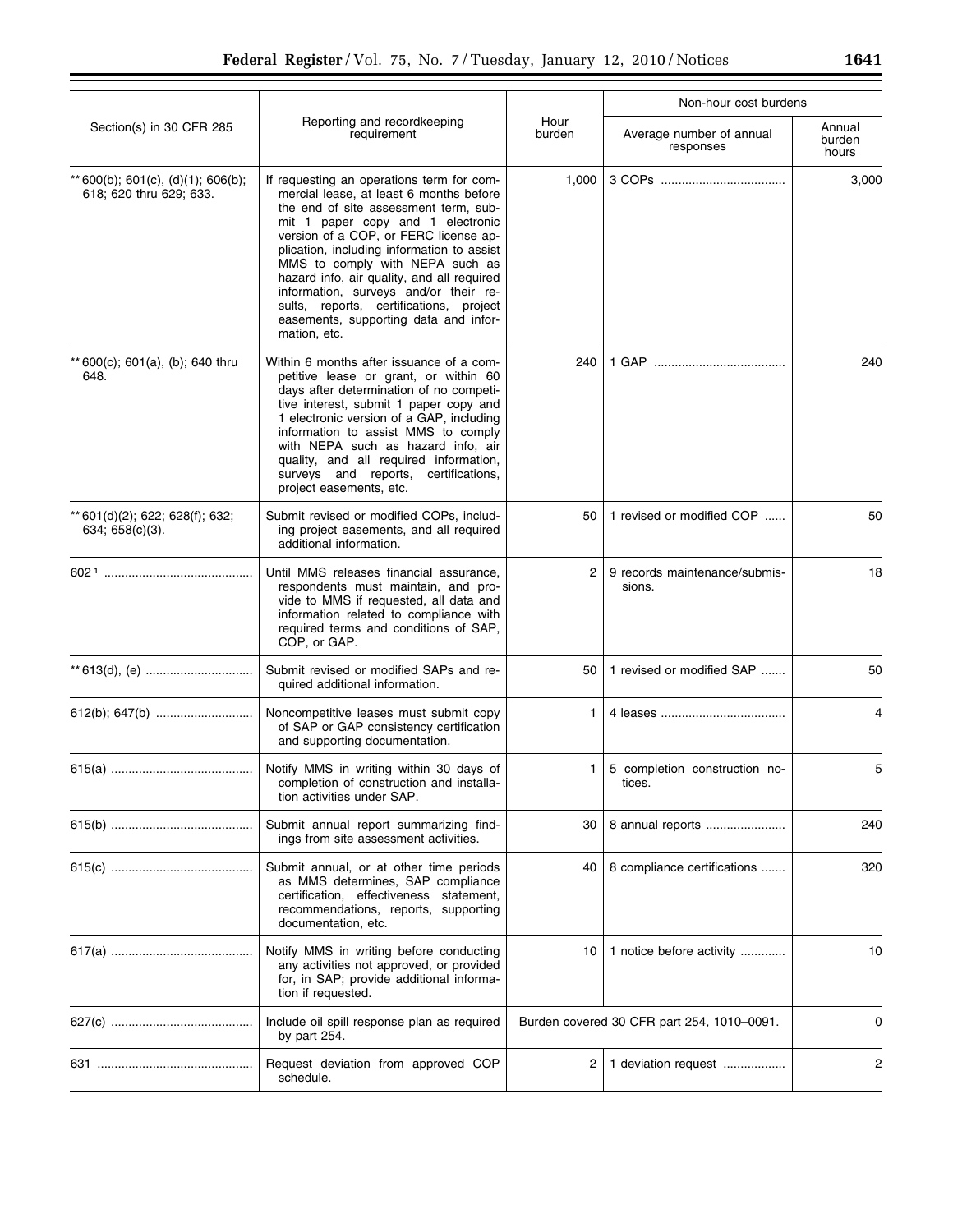| Section(s) in 30 CFR 285 | Reporting and recordkeeping requirement | Hour burden | Non-hour cost burdens | |
|---|---|---|---|---|
| | | | Average number of annual responses | Annual burden hours |
| ** 600(b); 601(c), (d)(1); 606(b); 618; 620 thru 629; 633. | If requesting an operations term for commercial lease, at least 6 months before the end of site assessment term, submit 1 paper copy and 1 electronic version of a COP, or FERC license application, including information to assist MMS to comply with NEPA such as hazard info, air quality, and all required information, surveys and/or their results, reports, certifications, project easements, supporting data and information, etc. | 1,000 | 3 COPs | 3,000 |
| ** 600(c); 601(a), (b); 640 thru 648. | Within 6 months after issuance of a competitive lease or grant, or within 60 days after determination of no competitive interest, submit 1 paper copy and 1 electronic version of a GAP, including information to assist MMS to comply with NEPA such as hazard info, air quality, and all required information, surveys and reports, certifications, project easements, etc. | 240 | 1 GAP | 240 |
| ** 601(d)(2); 622; 628(f); 632; 634; 658(c)(3). | Submit revised or modified COPs, including project easements, and all required additional information. | 50 | 1 revised or modified COP | 50 |
| 602 [1] | Until MMS releases financial assurance, respondents must maintain, and provide to MMS if requested, all data and information related to compliance with required terms and conditions of SAP, COP, or GAP. | 2 | 9 records maintenance/submissions. | 18 |
| ** 613(d), (e) | Submit revised or modified SAPs and required additional information. | 50 | 1 revised or modified SAP | 50 |
| 612(b); 647(b) | Noncompetitive leases must submit copy of SAP or GAP consistency certification and supporting documentation. | 1 | 4 leases | 4 |
| 615(a) | Notify MMS in writing within 30 days of completion of construction and installation activities under SAP. | 1 | 5 completion construction notices. | 5 |
| 615(b) | Submit annual report summarizing findings from site assessment activities. | 30 | 8 annual reports | 240 |
| 615(c) | Submit annual, or at other time periods as MMS determines, SAP compliance certification, effectiveness statement, recommendations, reports, supporting documentation, etc. | 40 | 8 compliance certifications | 320 |
| 617(a) | Notify MMS in writing before conducting any activities not approved, or provided for, in SAP; provide additional information if requested. | 10 | 1 notice before activity | 10 |
| 627(c) | Include oil spill response plan as required by part 254. | Burden covered 30 CFR part 254, 1010–0091. | | 0 |
| 631 | Request deviation from approved COP schedule. | 2 | 1 deviation request | 2 |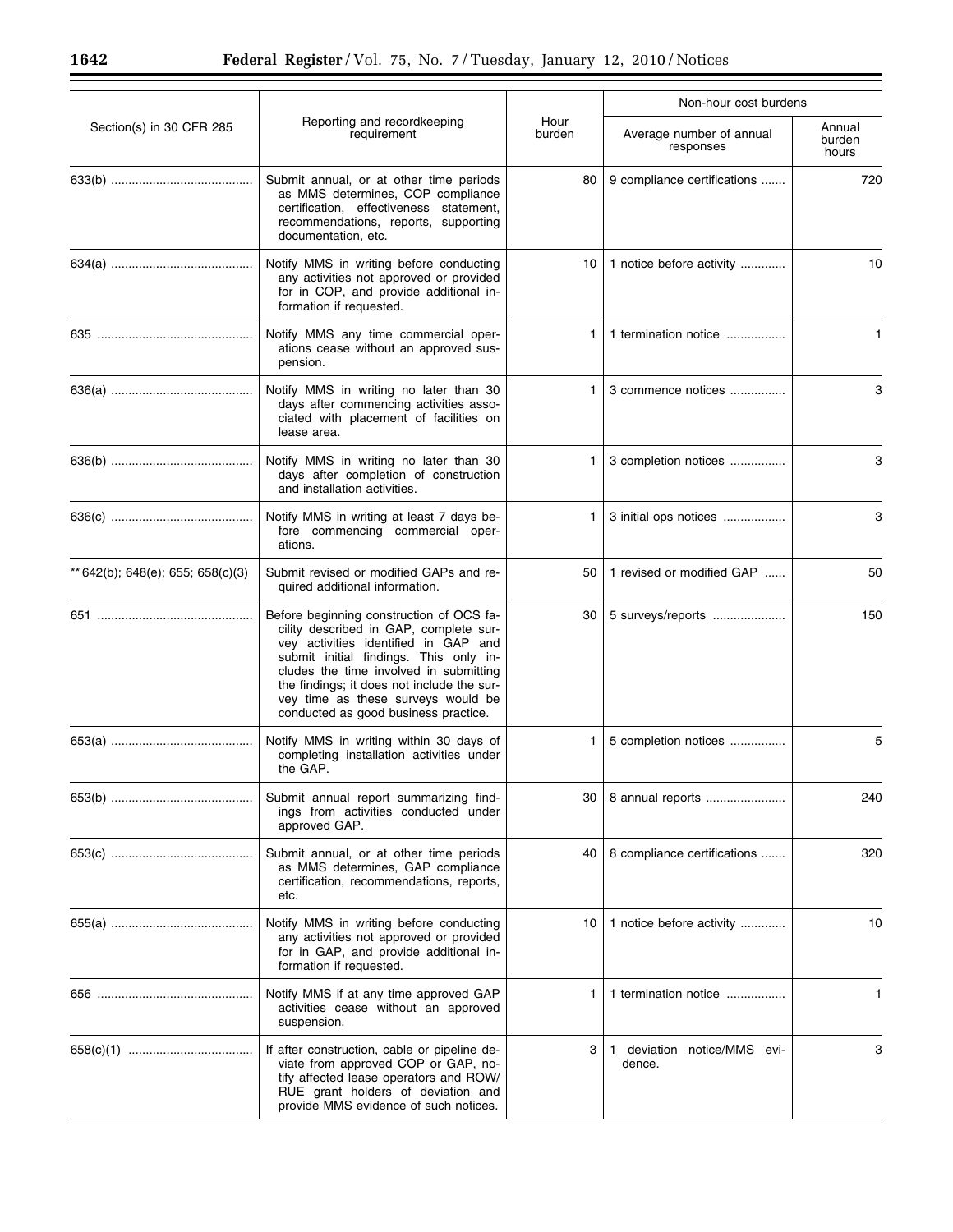| Section(s) in 30 CFR 285 | Reporting and recordkeeping requirement | Hour burden | Non-hour cost burdens | |
|---|---|---|---|---|
| | | | Average number of annual responses | Annual burden hours |
| 633(b) | Submit annual, or at other time periods as MMS determines, COP compliance certification, effectiveness statement, recommendations, reports, supporting documentation, etc. | 80 | 9 compliance certifications | 720 |
| 634(a) | Notify MMS in writing before conducting any activities not approved or provided for in COP, and provide additional information if requested. | 10 | 1 notice before activity | 10 |
| 635 | Notify MMS any time commercial operations cease without an approved suspension. | 1 | 1 termination notice | 1 |
| 636(a) | Notify MMS in writing no later than 30 days after commencing activities associated with placement of facilities on lease area. | 1 | 3 commence notices | 3 |
| 636(b) | Notify MMS in writing no later than 30 days after completion of construction and installation activities. | 1 | 3 completion notices | 3 |
| 636(c) | Notify MMS in writing at least 7 days before commencing commercial operations. | 1 | 3 initial ops notices | 3 |
| ** 642(b); 648(e); 655; 658(c)(3) | Submit revised or modified GAPs and required additional information. | 50 | 1 revised or modified GAP | 50 |
| 651 | Before beginning construction of OCS facility described in GAP, complete survey activities identified in GAP and submit initial findings. This only includes the time involved in submitting the findings; it does not include the survey time as these surveys would be conducted as good business practice. | 30 | 5 surveys/reports | 150 |
| 653(a) | Notify MMS in writing within 30 days of completing installation activities under the GAP. | 1 | 5 completion notices | 5 |
| 653(b) | Submit annual report summarizing findings from activities conducted under approved GAP. | 30 | 8 annual reports | 240 |
| 653(c) | Submit annual, or at other time periods as MMS determines, GAP compliance certification, recommendations, reports, etc. | 40 | 8 compliance certifications | 320 |
| 655(a) | Notify MMS in writing before conducting any activities not approved or provided for in GAP, and provide additional information if requested. | 10 | 1 notice before activity | 10 |
| 656 | Notify MMS if at any time approved GAP activities cease without an approved suspension. | 1 | 1 termination notice | 1 |
| 658(c)(1) | If after construction, cable or pipeline deviate from approved COP or GAP, notify affected lease operators and ROW/RUE grant holders of deviation and provide MMS evidence of such notices. | 3 | 1 deviation notice/MMS evidence. | 3 |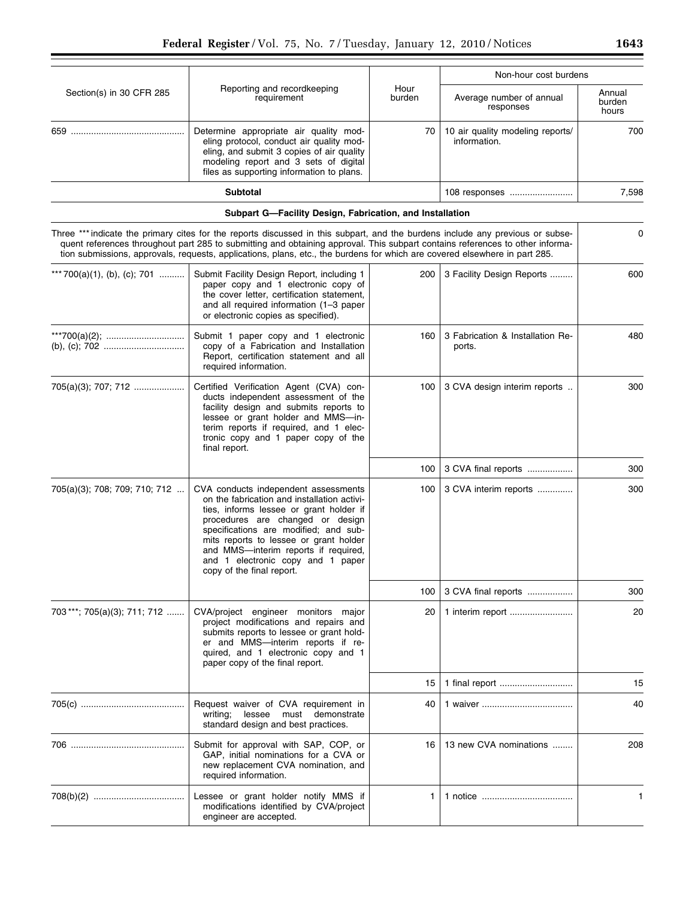| Section(s) in 30 CFR 285 | Reporting and recordkeeping requirement | Hour burden | Non-hour cost burdens | |
|---|---|---|---|---|
| | | | Average number of annual responses | Annual burden hours |
| 659 | Determine appropriate air quality modeling protocol, conduct air quality modeling, and submit 3 copies of air quality modeling report and 3 sets of digital files as supporting information to plans. | 70 | 10 air quality modeling reports/ information. | 700 |
| **Subtotal** | | | 108 responses | 7,598 |
| **Subpart G—Facility Design, Fabrication, and Installation** | | | | |
| Three *** indicate the primary cites for the reports discussed in this subpart, and the burdens include any previous or subsequent references throughout part 285 to submitting and obtaining approval. This subpart contains references to other information submissions, approvals, requests, applications, plans, etc., the burdens for which are covered elsewhere in part 285. | | | | 0 |
| ***700(a)(1), (b), (c); 701 | Submit Facility Design Report, including 1 paper copy and 1 electronic copy of the cover letter, certification statement, and all required information (1–3 paper or electronic copies as specified). | 200 | 3 Facility Design Reports | 600 |
| ***700(a)(2); (b), (c); 702 | Submit 1 paper copy and 1 electronic copy of a Fabrication and Installation Report, certification statement and all required information. | 160 | 3 Fabrication & Installation Reports. | 480 |
| 705(a)(3); 707; 712 | Certified Verification Agent (CVA) conducts independent assessment of the facility design and submits reports to lessee or grant holder and MMS—interim reports if required, and 1 electronic copy and 1 paper copy of the final report. | 100 | 3 CVA design interim reports | 300 |
| | | 100 | 3 CVA final reports | 300 |
| 705(a)(3); 708; 709; 710; 712 | CVA conducts independent assessments on the fabrication and installation activities, informs lessee or grant holder if procedures are changed or design specifications are modified; and submits reports to lessee or grant holder and MMS—interim reports if required, and 1 electronic copy and 1 paper copy of the final report. | 100 | 3 CVA interim reports | 300 |
| | | 100 | 3 CVA final reports | 300 |
| 703***; 705(a)(3); 711; 712 | CVA/project engineer monitors major project modifications and repairs and submits reports to lessee or grant holder and MMS—interim reports if required, and 1 electronic copy and 1 paper copy of the final report. | 20 | 1 interim report | 20 |
| | | 15 | 1 final report | 15 |
| 705(c) | Request waiver of CVA requirement in writing; lessee must demonstrate standard design and best practices. | 40 | 1 waiver | 40 |
| 706 | Submit for approval with SAP, COP, or GAP, initial nominations for a CVA or new replacement CVA nomination, and required information. | 16 | 13 new CVA nominations | 208 |
| 708(b)(2) | Lessee or grant holder notify MMS if modifications identified by CVA/project engineer are accepted. | 1 | 1 notice | 1 |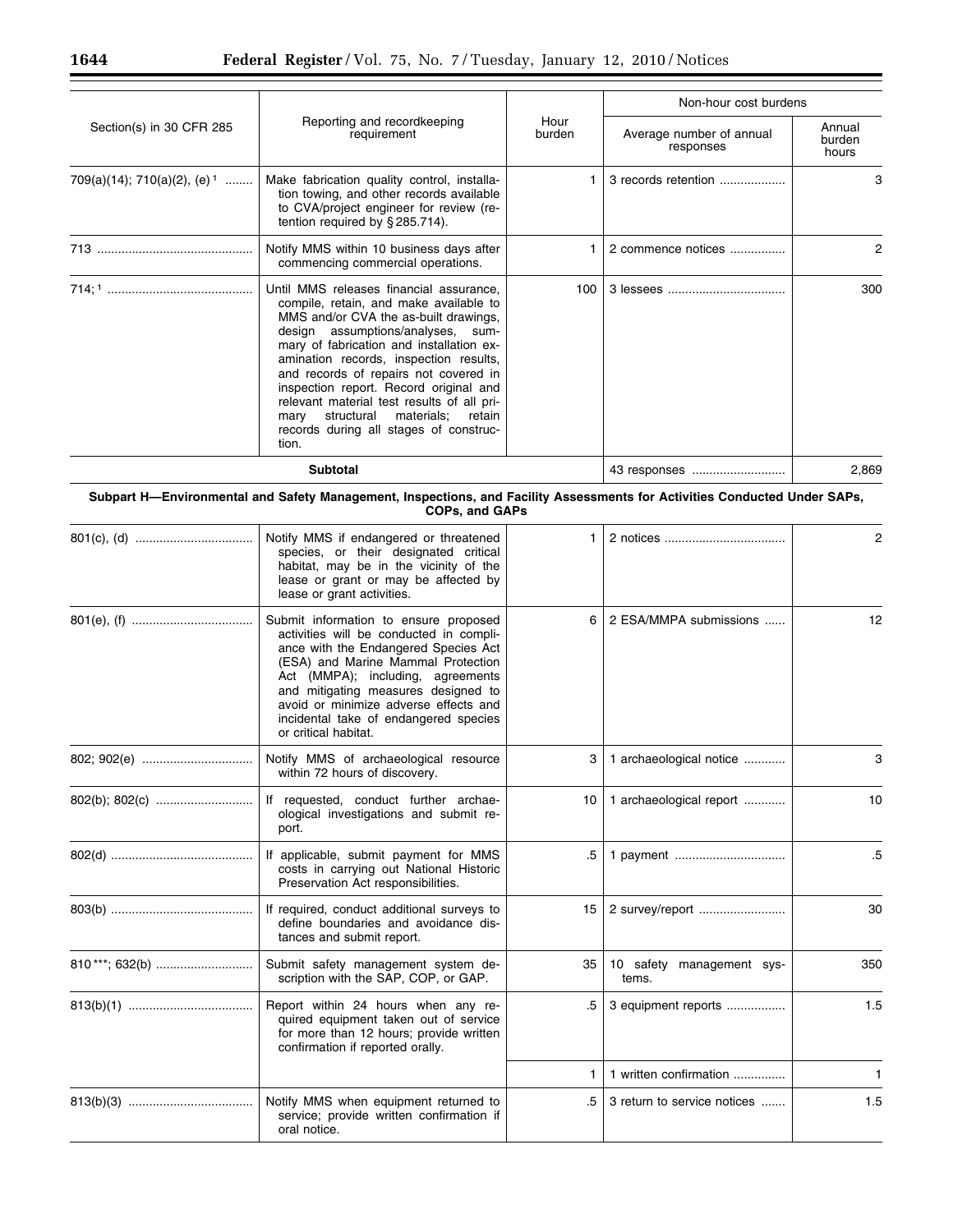| Section(s) in 30 CFR 285 | Reporting and recordkeeping requirement | Hour burden | Non-hour cost burdens | |
|---|---|---|---|---|
| | | | Average number of annual responses | Annual burden hours |
| 709(a)(14); 710(a)(2), (e) [1] | Make fabrication quality control, installation towing, and other records available to CVA/project engineer for review (retention required by § 285.714). | 1 | 3 records retention | 3 |
| 713 | Notify MMS within 10 business days after commencing commercial operations. | 1 | 2 commence notices | 2 |
| 714; [1] | Until MMS releases financial assurance, compile, retain, and make available to MMS and/or CVA the as-built drawings, design assumptions/analyses, summary of fabrication and installation examination records, inspection results, and records of repairs not covered in inspection report. Record original and relevant material test results of all primary structural materials; retain records during all stages of construction. | 100 | 3 lessees | 300 |
| **Subtotal** | | | 43 responses | 2,869 |
| **Subpart H—Environmental and Safety Management, Inspections, and Facility Assessments for Activities Conducted Under SAPs, COPs, and GAPs** | | | | |
| 801(c), (d) | Notify MMS if endangered or threatened species, or their designated critical habitat, may be in the vicinity of the lease or grant or may be affected by lease or grant activities. | 1 | 2 notices | 2 |
| 801(e), (f) | Submit information to ensure proposed activities will be conducted in compliance with the Endangered Species Act (ESA) and Marine Mammal Protection Act (MMPA); including, agreements and mitigating measures designed to avoid or minimize adverse effects and incidental take of endangered species or critical habitat. | 6 | 2 ESA/MMPA submissions | 12 |
| 802; 902(e) | Notify MMS of archaeological resource within 72 hours of discovery. | 3 | 1 archaeological notice | 3 |
| 802(b); 802(c) | If requested, conduct further archaeological investigations and submit report. | 10 | 1 archaeological report | 10 |
| 802(d) | If applicable, submit payment for MMS costs in carrying out National Historic Preservation Act responsibilities. | .5 | 1 payment | .5 |
| 803(b) | If required, conduct additional surveys to define boundaries and avoidance distances and submit report. | 15 | 2 survey/report | 30 |
| 810 ***; 632(b) | Submit safety management system description with the SAP, COP, or GAP. | 35 | 10 safety management systems. | 350 |
| 813(b)(1) | Report within 24 hours when any required equipment taken out of service for more than 12 hours; provide written confirmation if reported orally. | .5 | 3 equipment reports | 1.5 |
| | | 1 | 1 written confirmation | 1 |
| 813(b)(3) | Notify MMS when equipment returned to service; provide written confirmation if oral notice. | .5 | 3 return to service notices | 1.5 |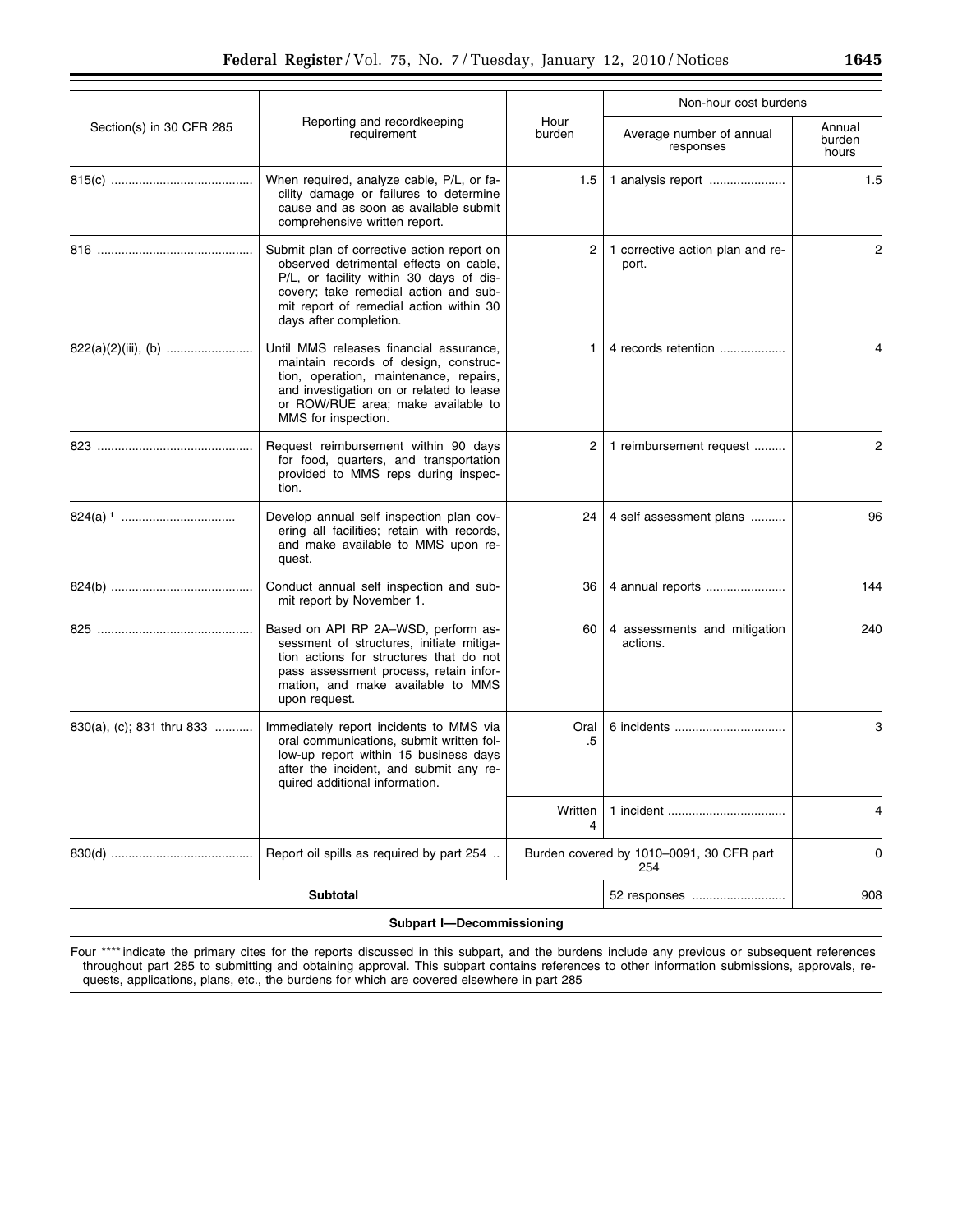| Section(s) in 30 CFR 285 | Reporting and recordkeeping requirement | Hour burden | Non-hour cost burdens | |
|---|---|---|---|---|
| | | | Average number of annual responses | Annual burden hours |
| 815(c) | When required, analyze cable, P/L, or facility damage or failures to determine cause and as soon as available submit comprehensive written report. | 1.5 | 1 analysis report | 1.5 |
| 816 | Submit plan of corrective action report on observed detrimental effects on cable, P/L, or facility within 30 days of discovery; take remedial action and submit report of remedial action within 30 days after completion. | 2 | 1 corrective action plan and report. | 2 |
| 822(a)(2)(iii), (b) | Until MMS releases financial assurance, maintain records of design, construction, operation, maintenance, repairs, and investigation on or related to lease or ROW/RUE area; make available to MMS for inspection. | 1 | 4 records retention | 4 |
| 823 | Request reimbursement within 90 days for food, quarters, and transportation provided to MMS reps during inspection. | 2 | 1 reimbursement request | 2 |
| 824(a) [1] | Develop annual self inspection plan covering all facilities; retain with records, and make available to MMS upon request. | 24 | 4 self assessment plans | 96 |
| 824(b) | Conduct annual self inspection and submit report by November 1. | 36 | 4 annual reports | 144 |
| 825 | Based on API RP 2A–WSD, perform assessment of structures, initiate mitigation actions for structures that do not pass assessment process, retain information, and make available to MMS upon request. | 60 | 4 assessments and mitigation actions. | 240 |
| 830(a), (c); 831 thru 833 | Immediately report incidents to MMS via oral communications, submit written follow-up report within 15 business days after the incident, and submit any required additional information. | Oral .5 | 6 incidents | 3 |
| | | Written 4 | 1 incident | 4 |
| 830(d) | Report oil spills as required by part 254 | Burden covered by 1010–0091, 30 CFR part 254 | | 0 |
| Subtotal | | | 52 responses | 908 |
| **Subpart I—Decommissioning** | | | | |

Four **** indicate the primary cites for the reports discussed in this subpart, and the burdens include any previous or subsequent references throughout part 285 to submitting and obtaining approval. This subpart contains references to other information submissions, approvals, requests, applications, plans, etc., the burdens for which are covered elsewhere in part 285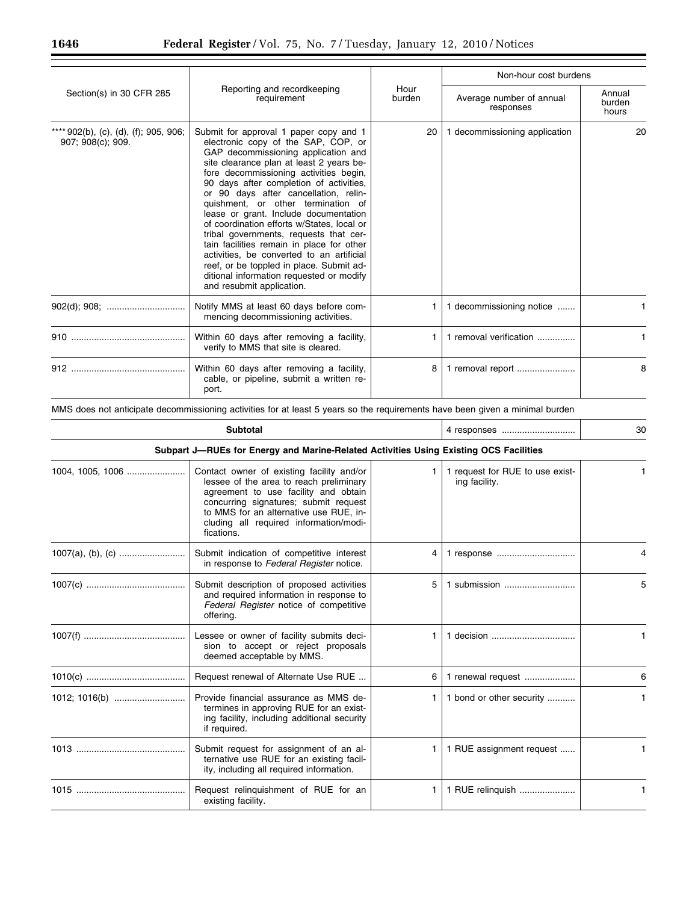| Section(s) in 30 CFR 285 | Reporting and recordkeeping requirement | Hour burden | Non-hour cost burdens | |
|---|---|---|---|---|
| | | | Average number of annual responses | Annual burden hours |
| **** 902(b), (c), (d), (f); 905, 906; 907; 908(c); 909. | Submit for approval 1 paper copy and 1 electronic copy of the SAP, COP, or GAP decommissioning application and site clearance plan at least 2 years before decommissioning activities begin, 90 days after completion of activities, or 90 days after cancellation, relinquishment, or other termination of lease or grant. Include documentation of coordination efforts w/States, local or tribal governments, requests that certain facilities remain in place for other activities, be converted to an artificial reef, or be toppled in place. Submit additional information requested or modify and resubmit application. | 20 | 1 decommissioning application | 20 |
| 902(d); 908; | Notify MMS at least 60 days before commencing decommissioning activities. | 1 | 1 decommissioning notice | 1 |
| 910 | Within 60 days after removing a facility, verify to MMS that site is cleared. | 1 | 1 removal verification | 1 |
| 912 | Within 60 days after removing a facility, cable, or pipeline, submit a written report. | 8 | 1 removal report | 8 |
| MMS does not anticipate decommissioning activities for at least 5 years so the requirements have been given a minimal burden | | | | |
| **Subtotal** | | | 4 responses | 30 |
| **Subpart J—RUEs for Energy and Marine-Related Activities Using Existing OCS Facilities** | | | | |
| 1004, 1005, 1006 | Contact owner of existing facility and/or lessee of the area to reach preliminary agreement to use facility and obtain concurring signatures; submit request to MMS for an alternative use RUE, including all required information/modifications. | 1 | 1 request for RUE to use existing facility. | 1 |
| 1007(a), (b), (c) | Submit indication of competitive interest in response to *Federal Register* notice. | 4 | 1 response | 4 |
| 1007(c) | Submit description of proposed activities and required information in response to *Federal Register* notice of competitive offering. | 5 | 1 submission | 5 |
| 1007(f) | Lessee or owner of facility submits decision to accept or reject proposals deemed acceptable by MMS. | 1 | 1 decision | 1 |
| 1010(c) | Request renewal of Alternate Use RUE ... | 6 | 1 renewal request | 6 |
| 1012; 1016(b) | Provide financial assurance as MMS determines in approving RUE for an existing facility, including additional security if required. | 1 | 1 bond or other security | 1 |
| 1013 | Submit request for assignment of an alternative use RUE for an existing facility, including all required information. | 1 | 1 RUE assignment request | 1 |
| 1015 | Request relinquishment of RUE for an existing facility. | 1 | 1 RUE relinquish | 1 |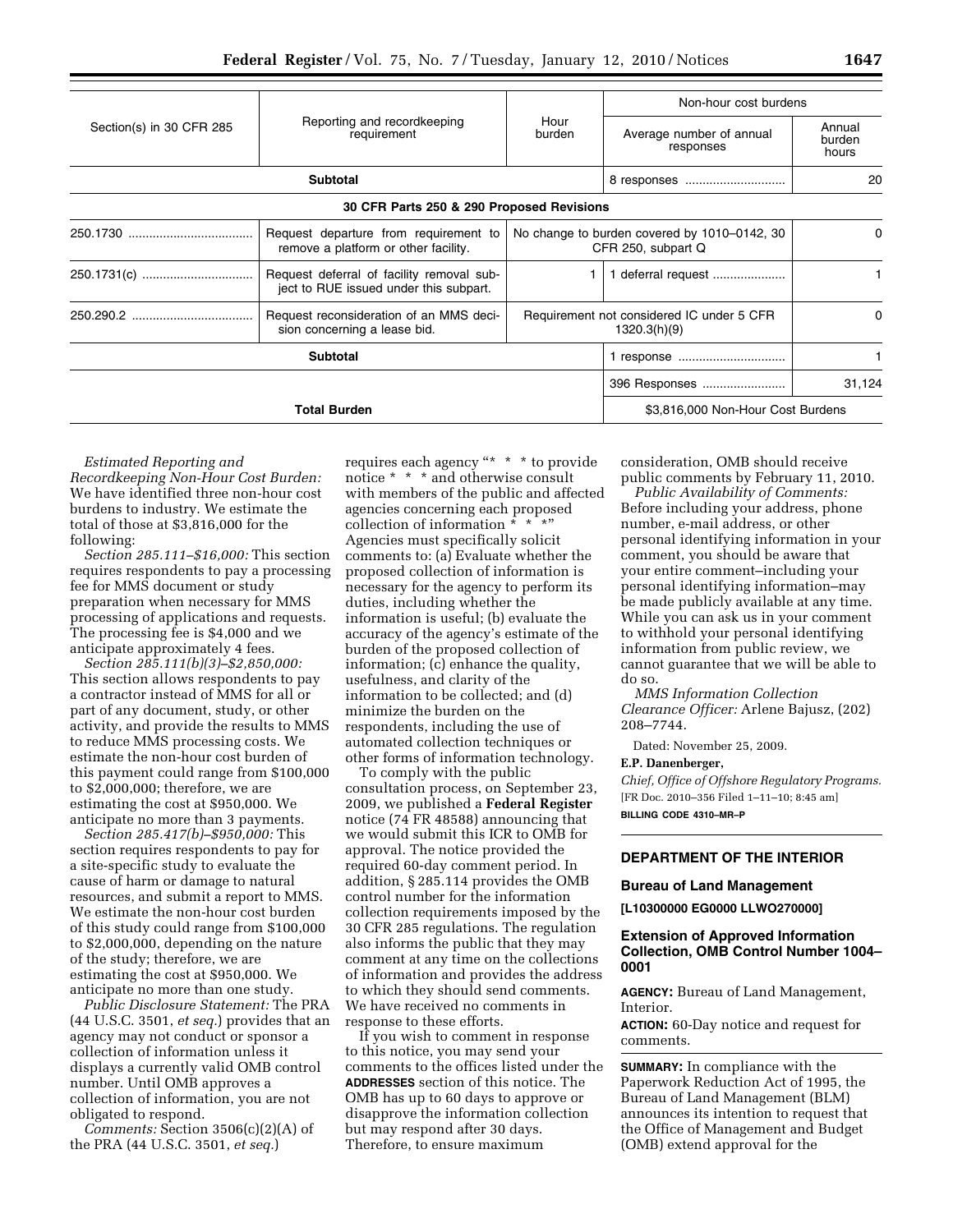| Section(s) in 30 CFR 285 | Reporting and recordkeeping requirement | Hour burden | Non-hour cost burdens | |
|---|---|---|---|---|
| | | | Average number of annual responses | Annual burden hours |
| Subtotal | | | 8 responses | 20 |
| 30 CFR Parts 250 & 290 Proposed Revisions | | | | |
| 250.1730 | Request departure from requirement to remove a platform or other facility. | No change to burden covered by 1010–0142, 30 CFR 250, subpart Q | | 0 |
| 250.1731(c) | Request deferral of facility removal subject to RUE issued under this subpart. | 1 | 1 deferral request | 1 |
| 250.290.2 | Request reconsideration of an MMS decision concerning a lease bid. | Requirement not considered IC under 5 CFR 1320.3(h)(9) | | 0 |
| Subtotal | | | 1 response | 1 |
| Total Burden | | | 396 Responses | 31,124 |
| | | | $3,816,000 Non-Hour Cost Burdens | |

*Estimated Reporting and Recordkeeping Non-Hour Cost Burden:* We have identified three non-hour cost burdens to industry. We estimate the total of those at $3,816,000 for the following:

*Section 285.111–$16,000:* This section requires respondents to pay a processing fee for MMS document or study preparation when necessary for MMS processing of applications and requests. The processing fee is $4,000 and we anticipate approximately 4 fees.

*Section 285.111(b)(3)–$2,850,000:* This section allows respondents to pay a contractor instead of MMS for all or part of any document, study, or other activity, and provide the results to MMS to reduce MMS processing costs. We estimate the non-hour cost burden of this payment could range from $100,000 to $2,000,000; therefore, we are estimating the cost at $950,000. We anticipate no more than 3 payments.

*Section 285.417(b)–$950,000:* This section requires respondents to pay for a site-specific study to evaluate the cause of harm or damage to natural resources, and submit a report to MMS. We estimate the non-hour cost burden of this study could range from $100,000 to $2,000,000, depending on the nature of the study; therefore, we are estimating the cost at $950,000. We anticipate no more than one study.

*Public Disclosure Statement:* The PRA (44 U.S.C. 3501, *et seq.*) provides that an agency may not conduct or sponsor a collection of information unless it displays a currently valid OMB control number. Until OMB approves a collection of information, you are not obligated to respond.

*Comments:* Section 3506(c)(2)(A) of the PRA (44 U.S.C. 3501, *et seq.*) requires each agency "* * * to provide notice * * * and otherwise consult with members of the public and affected agencies concerning each proposed collection of information * * *" Agencies must specifically solicit comments to: (a) Evaluate whether the proposed collection of information is necessary for the agency to perform its duties, including whether the information is useful; (b) evaluate the accuracy of the agency's estimate of the burden of the proposed collection of information; (c) enhance the quality, usefulness, and clarity of the information to be collected; and (d) minimize the burden on the respondents, including the use of automated collection techniques or other forms of information technology.

To comply with the public consultation process, on September 23, 2009, we published a **Federal Register** notice (74 FR 48588) announcing that we would submit this ICR to OMB for approval. The notice provided the required 60-day comment period. In addition, § 285.114 provides the OMB control number for the information collection requirements imposed by the 30 CFR 285 regulations. The regulation also informs the public that they may comment at any time on the collections of information and provides the address to which they should send comments. We have received no comments in response to these efforts.

If you wish to comment in response to this notice, you may send your comments to the offices listed under the **ADDRESSES** section of this notice. The OMB has up to 60 days to approve or disapprove the information collection but may respond after 30 days. Therefore, to ensure maximum consideration, OMB should receive public comments by February 11, 2010.

*Public Availability of Comments:* Before including your address, phone number, e-mail address, or other personal identifying information in your comment, you should be aware that your entire comment–including your personal identifying information–may be made publicly available at any time. While you can ask us in your comment to withhold your personal identifying information from public review, we cannot guarantee that we will be able to do so.

*MMS Information Collection Clearance Officer:* Arlene Bajusz, (202) 208–7744.

Dated: November 25, 2009.

**E.P. Danenberger,**

*Chief, Office of Offshore Regulatory Programs.*

[FR Doc. 2010–356 Filed 1–11–10; 8:45 am]

**BILLING CODE 4310–MR–P**

## DEPARTMENT OF THE INTERIOR

### Bureau of Land Management

**[L10300000 EG0000 LLWO270000]**

### Extension of Approved Information Collection, OMB Control Number 1004–0001

**AGENCY:** Bureau of Land Management, Interior.

**ACTION:** 60-Day notice and request for comments.

**SUMMARY:** In compliance with the Paperwork Reduction Act of 1995, the Bureau of Land Management (BLM) announces its intention to request that the Office of Management and Budget (OMB) extend approval for the